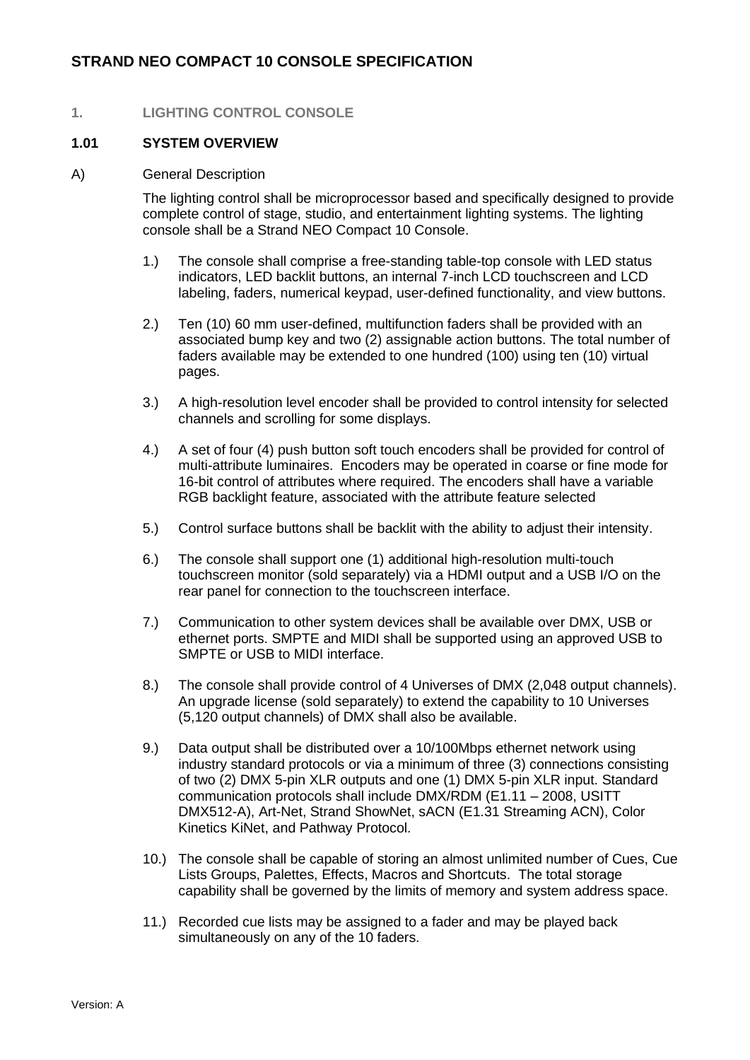# STRAND NEO COMPACT 10 CONSOLE SPECIFICATION

## 1. LIGHTING CONTROL CONSOLE

### 1.01 SYSTEM OVERVIEW

A) General Description

The lighting control shall be microprocessor based and specifically designed to provide complete control of stage, studio, and entertainment lighting systems. The lighting console shall be a Strand NEO Compact 10 Console.

1.) The console shall comprise a free-standing table-top console with LED status indicators, LED backlit buttons, an internal 7-inch LCD touchscreen and LCD labeling, faders, numerical keypad, user-defined functionality, and view buttons.

2.) Ten (10) 60 mm user-defined, multifunction faders shall be provided with an associated bump key and two (2) assignable action buttons. The total number of faders available may be extended to one hundred (100) using ten (10) virtual pages.

3.) A high-resolution level encoder shall be provided to control intensity for selected channels and scrolling for some displays.

4.) A set of four (4) push button soft touch encoders shall be provided for control of multi-attribute luminaires. Encoders may be operated in coarse or fine mode for 16-bit control of attributes where required. The encoders shall have a variable RGB backlight feature, associated with the attribute feature selected

5.) Control surface buttons shall be backlit with the ability to adjust their intensity.

6.) The console shall support one (1) additional high-resolution multi-touch touchscreen monitor (sold separately) via a HDMI output and a USB I/O on the rear panel for connection to the touchscreen interface.

7.) Communication to other system devices shall be available over DMX, USB or ethernet ports. SMPTE and MIDI shall be supported using an approved USB to SMPTE or USB to MIDI interface.

8.) The console shall provide control of 4 Universes of DMX (2,048 output channels). An upgrade license (sold separately) to extend the capability to 10 Universes (5,120 output channels) of DMX shall also be available.

9.) Data output shall be distributed over a 10/100Mbps ethernet network using industry standard protocols or via a minimum of three (3) connections consisting of two (2) DMX 5-pin XLR outputs and one (1) DMX 5-pin XLR input. Standard communication protocols shall include DMX/RDM (E1.11 – 2008, USITT DMX512-A), Art-Net, Strand ShowNet, sACN (E1.31 Streaming ACN), Color Kinetics KiNet, and Pathway Protocol.

10.) The console shall be capable of storing an almost unlimited number of Cues, Cue Lists Groups, Palettes, Effects, Macros and Shortcuts. The total storage capability shall be governed by the limits of memory and system address space.

11.) Recorded cue lists may be assigned to a fader and may be played back simultaneously on any of the 10 faders.

Version: A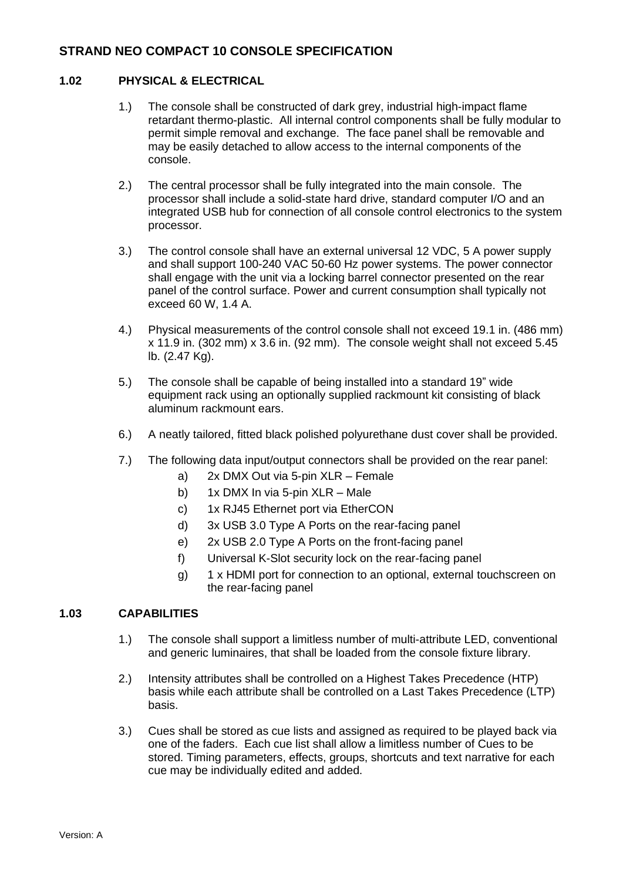# STRAND NEO COMPACT 10 CONSOLE SPECIFICATION

## 1.02 PHYSICAL & ELECTRICAL

1.) The console shall be constructed of dark grey, industrial high-impact flame retardant thermo-plastic. All internal control components shall be fully modular to permit simple removal and exchange. The face panel shall be removable and may be easily detached to allow access to the internal components of the console.

2.) The central processor shall be fully integrated into the main console. The processor shall include a solid-state hard drive, standard computer I/O and an integrated USB hub for connection of all console control electronics to the system processor.

3.) The control console shall have an external universal 12 VDC, 5 A power supply and shall support 100-240 VAC 50-60 Hz power systems. The power connector shall engage with the unit via a locking barrel connector presented on the rear panel of the control surface. Power and current consumption shall typically not exceed 60 W, 1.4 A.

4.) Physical measurements of the control console shall not exceed 19.1 in. (486 mm) x 11.9 in. (302 mm) x 3.6 in. (92 mm). The console weight shall not exceed 5.45 lb. (2.47 Kg).

5.) The console shall be capable of being installed into a standard 19" wide equipment rack using an optionally supplied rackmount kit consisting of black aluminum rackmount ears.

6.) A neatly tailored, fitted black polished polyurethane dust cover shall be provided.

7.) The following data input/output connectors shall be provided on the rear panel:

   a) 2x DMX Out via 5-pin XLR – Female
   b) 1x DMX In via 5-pin XLR – Male
   c) 1x RJ45 Ethernet port via EtherCON
   d) 3x USB 3.0 Type A Ports on the rear-facing panel
   e) 2x USB 2.0 Type A Ports on the front-facing panel
   f) Universal K-Slot security lock on the rear-facing panel
   g) 1 x HDMI port for connection to an optional, external touchscreen on the rear-facing panel

## 1.03 CAPABILITIES

1.) The console shall support a limitless number of multi-attribute LED, conventional and generic luminaires, that shall be loaded from the console fixture library.

2.) Intensity attributes shall be controlled on a Highest Takes Precedence (HTP) basis while each attribute shall be controlled on a Last Takes Precedence (LTP) basis.

3.) Cues shall be stored as cue lists and assigned as required to be played back via one of the faders. Each cue list shall allow a limitless number of Cues to be stored. Timing parameters, effects, groups, shortcuts and text narrative for each cue may be individually edited and added.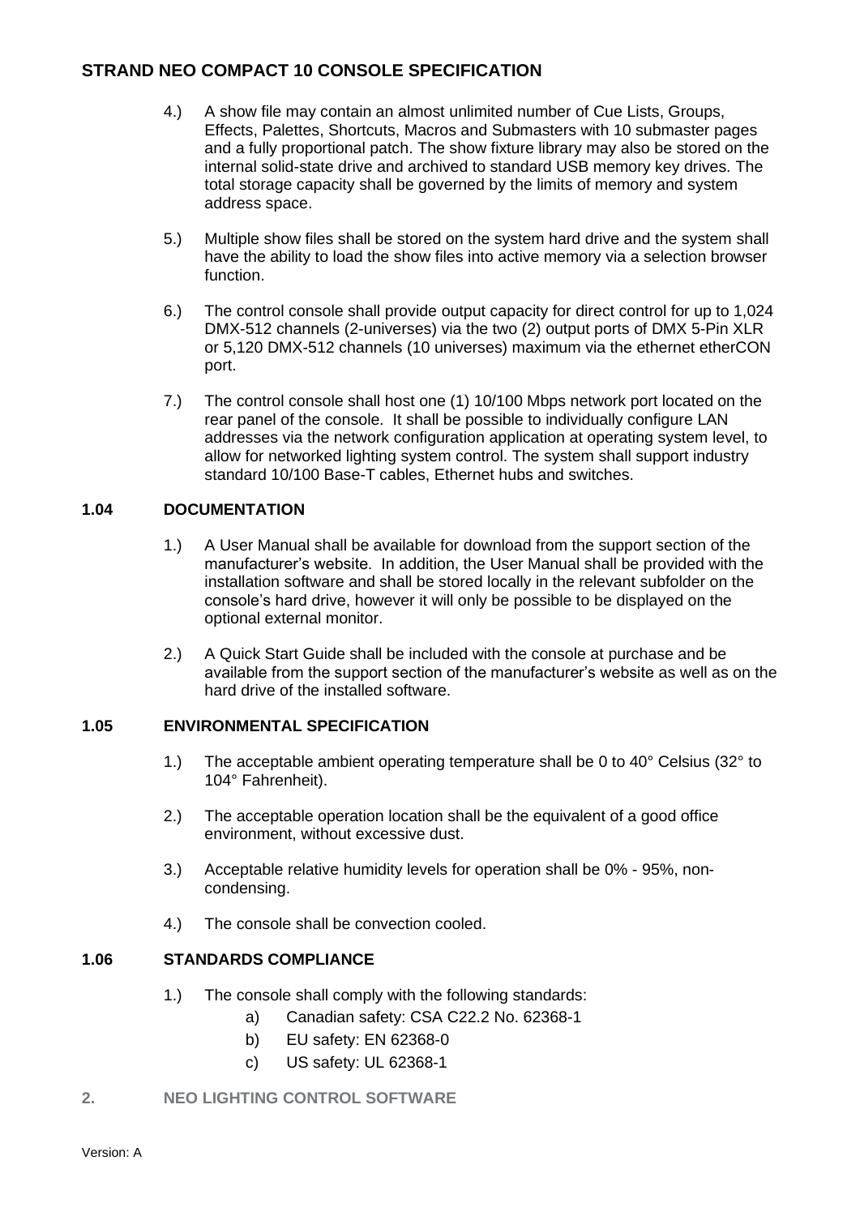4.) A show file may contain an almost unlimited number of Cue Lists, Groups, Effects, Palettes, Shortcuts, Macros and Submasters with 10 submaster pages and a fully proportional patch. The show fixture library may also be stored on the internal solid-state drive and archived to standard USB memory key drives. The total storage capacity shall be governed by the limits of memory and system address space.

5.) Multiple show files shall be stored on the system hard drive and the system shall have the ability to load the show files into active memory via a selection browser function.

6.) The control console shall provide output capacity for direct control for up to 1,024 DMX-512 channels (2-universes) via the two (2) output ports of DMX 5-Pin XLR or 5,120 DMX-512 channels (10 universes) maximum via the ethernet etherCON port.

7.) The control console shall host one (1) 10/100 Mbps network port located on the rear panel of the console. It shall be possible to individually configure LAN addresses via the network configuration application at operating system level, to allow for networked lighting system control. The system shall support industry standard 10/100 Base-T cables, Ethernet hubs and switches.

## 1.04 DOCUMENTATION

1.) A User Manual shall be available for download from the support section of the manufacturer's website. In addition, the User Manual shall be provided with the installation software and shall be stored locally in the relevant subfolder on the console's hard drive, however it will only be possible to be displayed on the optional external monitor.

2.) A Quick Start Guide shall be included with the console at purchase and be available from the support section of the manufacturer's website as well as on the hard drive of the installed software.

## 1.05 ENVIRONMENTAL SPECIFICATION

1.) The acceptable ambient operating temperature shall be 0 to 40° Celsius (32° to 104° Fahrenheit).

2.) The acceptable operation location shall be the equivalent of a good office environment, without excessive dust.

3.) Acceptable relative humidity levels for operation shall be 0% - 95%, non-condensing.

4.) The console shall be convection cooled.

## 1.06 STANDARDS COMPLIANCE

1.) The console shall comply with the following standards:

- a) Canadian safety: CSA C22.2 No. 62368-1
- b) EU safety: EN 62368-0
- c) US safety: UL 62368-1

# 2. NEO LIGHTING CONTROL SOFTWARE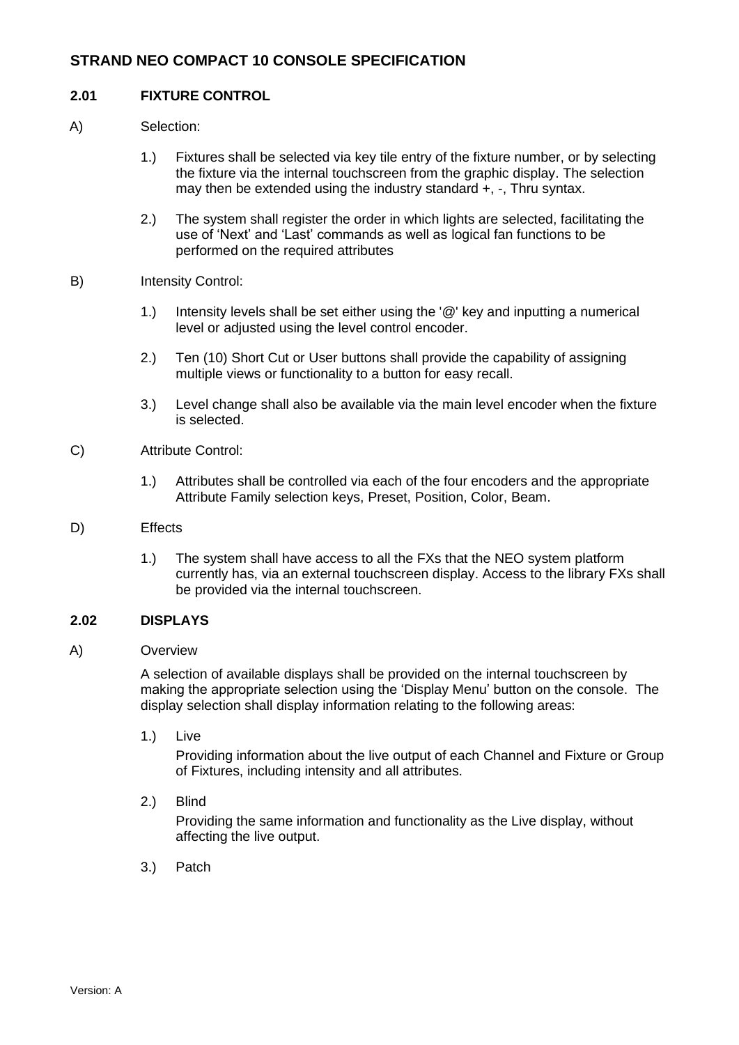# STRAND NEO COMPACT 10 CONSOLE SPECIFICATION

## 2.01 FIXTURE CONTROL

A) Selection:

1.) Fixtures shall be selected via key tile entry of the fixture number, or by selecting the fixture via the internal touchscreen from the graphic display. The selection may then be extended using the industry standard +, -, Thru syntax.

2.) The system shall register the order in which lights are selected, facilitating the use of 'Next' and 'Last' commands as well as logical fan functions to be performed on the required attributes

B) Intensity Control:

1.) Intensity levels shall be set either using the '@' key and inputting a numerical level or adjusted using the level control encoder.

2.) Ten (10) Short Cut or User buttons shall provide the capability of assigning multiple views or functionality to a button for easy recall.

3.) Level change shall also be available via the main level encoder when the fixture is selected.

C) Attribute Control:

1.) Attributes shall be controlled via each of the four encoders and the appropriate Attribute Family selection keys, Preset, Position, Color, Beam.

D) Effects

1.) The system shall have access to all the FXs that the NEO system platform currently has, via an external touchscreen display. Access to the library FXs shall be provided via the internal touchscreen.

## 2.02 DISPLAYS

A) Overview

A selection of available displays shall be provided on the internal touchscreen by making the appropriate selection using the 'Display Menu' button on the console. The display selection shall display information relating to the following areas:

1.) Live

Providing information about the live output of each Channel and Fixture or Group of Fixtures, including intensity and all attributes.

2.) Blind

Providing the same information and functionality as the Live display, without affecting the live output.

3.) Patch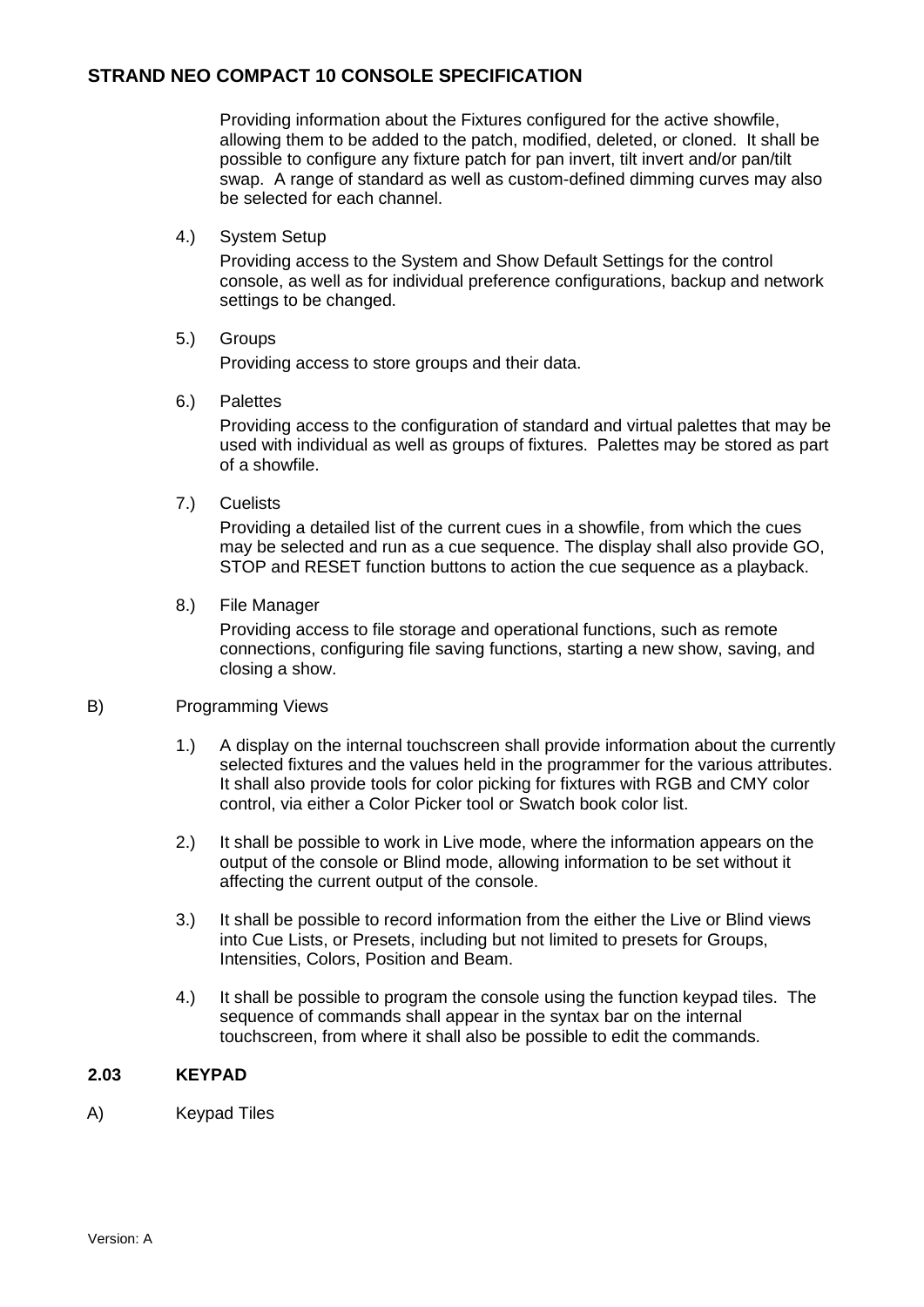Providing information about the Fixtures configured for the active showfile, allowing them to be added to the patch, modified, deleted, or cloned. It shall be possible to configure any fixture patch for pan invert, tilt invert and/or pan/tilt swap. A range of standard as well as custom-defined dimming curves may also be selected for each channel.

4.) System Setup

Providing access to the System and Show Default Settings for the control console, as well as for individual preference configurations, backup and network settings to be changed.

5.) Groups

Providing access to store groups and their data.

6.) Palettes

Providing access to the configuration of standard and virtual palettes that may be used with individual as well as groups of fixtures. Palettes may be stored as part of a showfile.

7.) Cuelists

Providing a detailed list of the current cues in a showfile, from which the cues may be selected and run as a cue sequence. The display shall also provide GO, STOP and RESET function buttons to action the cue sequence as a playback.

8.) File Manager

Providing access to file storage and operational functions, such as remote connections, configuring file saving functions, starting a new show, saving, and closing a show.

B) Programming Views

1.) A display on the internal touchscreen shall provide information about the currently selected fixtures and the values held in the programmer for the various attributes. It shall also provide tools for color picking for fixtures with RGB and CMY color control, via either a Color Picker tool or Swatch book color list.

2.) It shall be possible to work in Live mode, where the information appears on the output of the console or Blind mode, allowing information to be set without it affecting the current output of the console.

3.) It shall be possible to record information from the either the Live or Blind views into Cue Lists, or Presets, including but not limited to presets for Groups, Intensities, Colors, Position and Beam.

4.) It shall be possible to program the console using the function keypad tiles. The sequence of commands shall appear in the syntax bar on the internal touchscreen, from where it shall also be possible to edit the commands.

**2.03 KEYPAD**

A) Keypad Tiles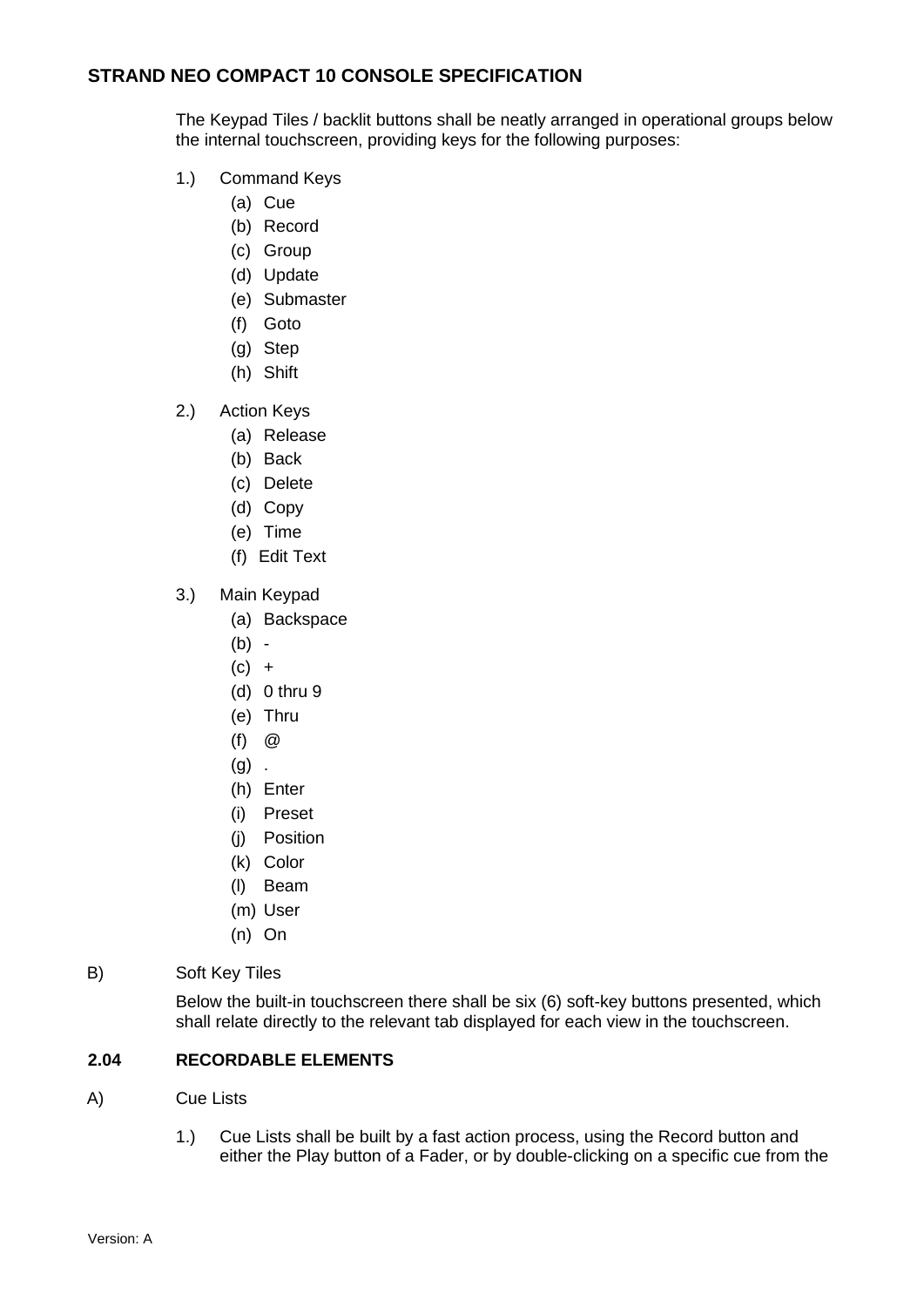The Keypad Tiles / backlit buttons shall be neatly arranged in operational groups below the internal touchscreen, providing keys for the following purposes:

1.) Command Keys
   - (a) Cue
   - (b) Record
   - (c) Group
   - (d) Update
   - (e) Submaster
   - (f) Goto
   - (g) Step
   - (h) Shift

2.) Action Keys
   - (a) Release
   - (b) Back
   - (c) Delete
   - (d) Copy
   - (e) Time
   - (f) Edit Text

3.) Main Keypad
   - (a) Backspace
   - (b) -
   - (c) +
   - (d) 0 thru 9
   - (e) Thru
   - (f) @
   - (g) .
   - (h) Enter
   - (i) Preset
   - (j) Position
   - (k) Color
   - (l) Beam
   - (m) User
   - (n) On

B) Soft Key Tiles

Below the built-in touchscreen there shall be six (6) soft-key buttons presented, which shall relate directly to the relevant tab displayed for each view in the touchscreen.

### 2.04 RECORDABLE ELEMENTS

A) Cue Lists

1.) Cue Lists shall be built by a fast action process, using the Record button and either the Play button of a Fader, or by double-clicking on a specific cue from the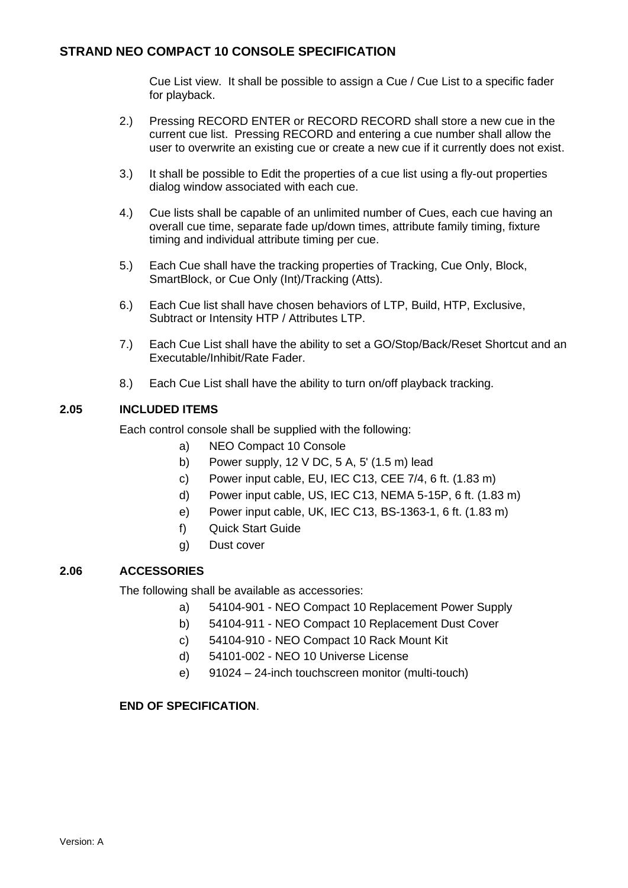Cue List view. It shall be possible to assign a Cue / Cue List to a specific fader for playback.

2.) Pressing RECORD ENTER or RECORD RECORD shall store a new cue in the current cue list. Pressing RECORD and entering a cue number shall allow the user to overwrite an existing cue or create a new cue if it currently does not exist.

3.) It shall be possible to Edit the properties of a cue list using a fly-out properties dialog window associated with each cue.

4.) Cue lists shall be capable of an unlimited number of Cues, each cue having an overall cue time, separate fade up/down times, attribute family timing, fixture timing and individual attribute timing per cue.

5.) Each Cue shall have the tracking properties of Tracking, Cue Only, Block, SmartBlock, or Cue Only (Int)/Tracking (Atts).

6.) Each Cue list shall have chosen behaviors of LTP, Build, HTP, Exclusive, Subtract or Intensity HTP / Attributes LTP.

7.) Each Cue List shall have the ability to set a GO/Stop/Back/Reset Shortcut and an Executable/Inhibit/Rate Fader.

8.) Each Cue List shall have the ability to turn on/off playback tracking.

## 2.05 INCLUDED ITEMS

Each control console shall be supplied with the following:

a) NEO Compact 10 Console
b) Power supply, 12 V DC, 5 A, 5' (1.5 m) lead
c) Power input cable, EU, IEC C13, CEE 7/4, 6 ft. (1.83 m)
d) Power input cable, US, IEC C13, NEMA 5-15P, 6 ft. (1.83 m)
e) Power input cable, UK, IEC C13, BS-1363-1, 6 ft. (1.83 m)
f) Quick Start Guide
g) Dust cover

## 2.06 ACCESSORIES

The following shall be available as accessories:

a) 54104-901 - NEO Compact 10 Replacement Power Supply
b) 54104-911 - NEO Compact 10 Replacement Dust Cover
c) 54104-910 - NEO Compact 10 Rack Mount Kit
d) 54101-002 - NEO 10 Universe License
e) 91024 – 24-inch touchscreen monitor (multi-touch)

**END OF SPECIFICATION**.